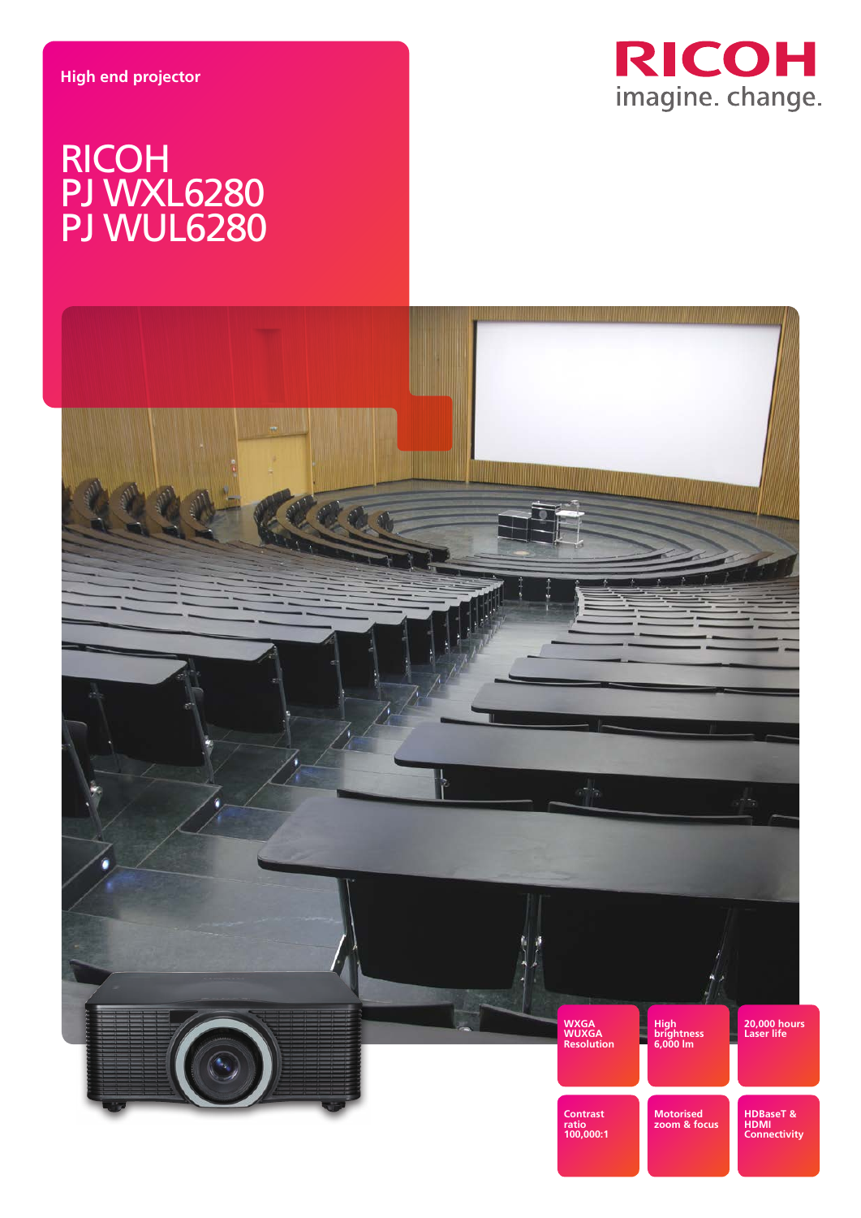High end projector

# RICOH
# PJ WXL6280
# PJ WUL6280

RICOH
imagine. change.

- WXGA WUXGA Resolution
- High brightness 6,000 lm
- 20,000 hours Laser life
- Contrast ratio 100,000:1
- Motorised zoom & focus
- HDBaseT & HDMI Connectivity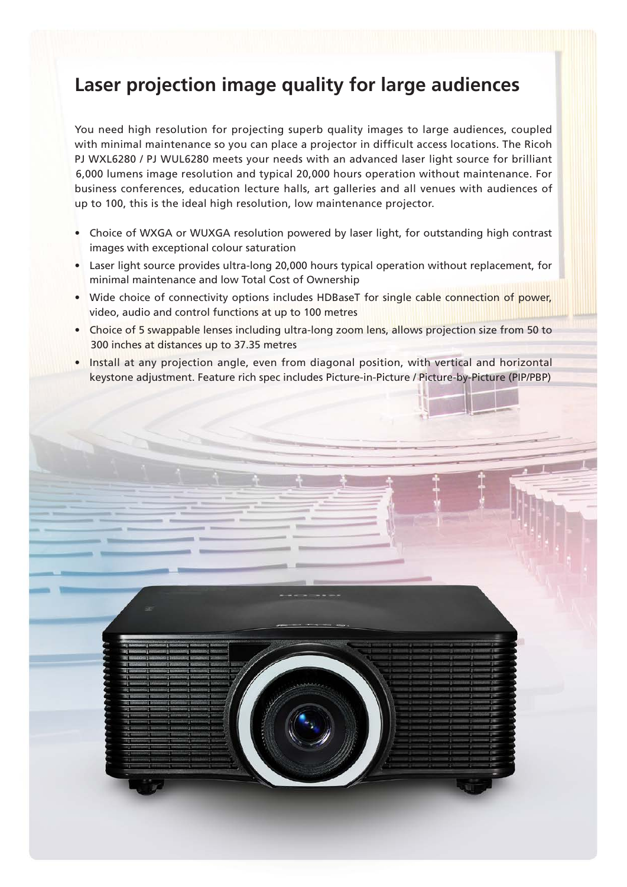## Laser projection image quality for large audiences

You need high resolution for projecting superb quality images to large audiences, coupled with minimal maintenance so you can place a projector in difficult access locations. The Ricoh PJ WXL6280 / PJ WUL6280 meets your needs with an advanced laser light source for brilliant 6,000 lumens image resolution and typical 20,000 hours operation without maintenance. For business conferences, education lecture halls, art galleries and all venues with audiences of up to 100, this is the ideal high resolution, low maintenance projector.

- Choice of WXGA or WUXGA resolution powered by laser light, for outstanding high contrast images with exceptional colour saturation
- Laser light source provides ultra-long 20,000 hours typical operation without replacement, for minimal maintenance and low Total Cost of Ownership
- Wide choice of connectivity options includes HDBaseT for single cable connection of power, video, audio and control functions at up to 100 metres
- Choice of 5 swappable lenses including ultra-long zoom lens, allows projection size from 50 to 300 inches at distances up to 37.35 metres
- Install at any projection angle, even from diagonal position, with vertical and horizontal keystone adjustment. Feature rich spec includes Picture-in-Picture / Picture-by-Picture (PIP/PBP)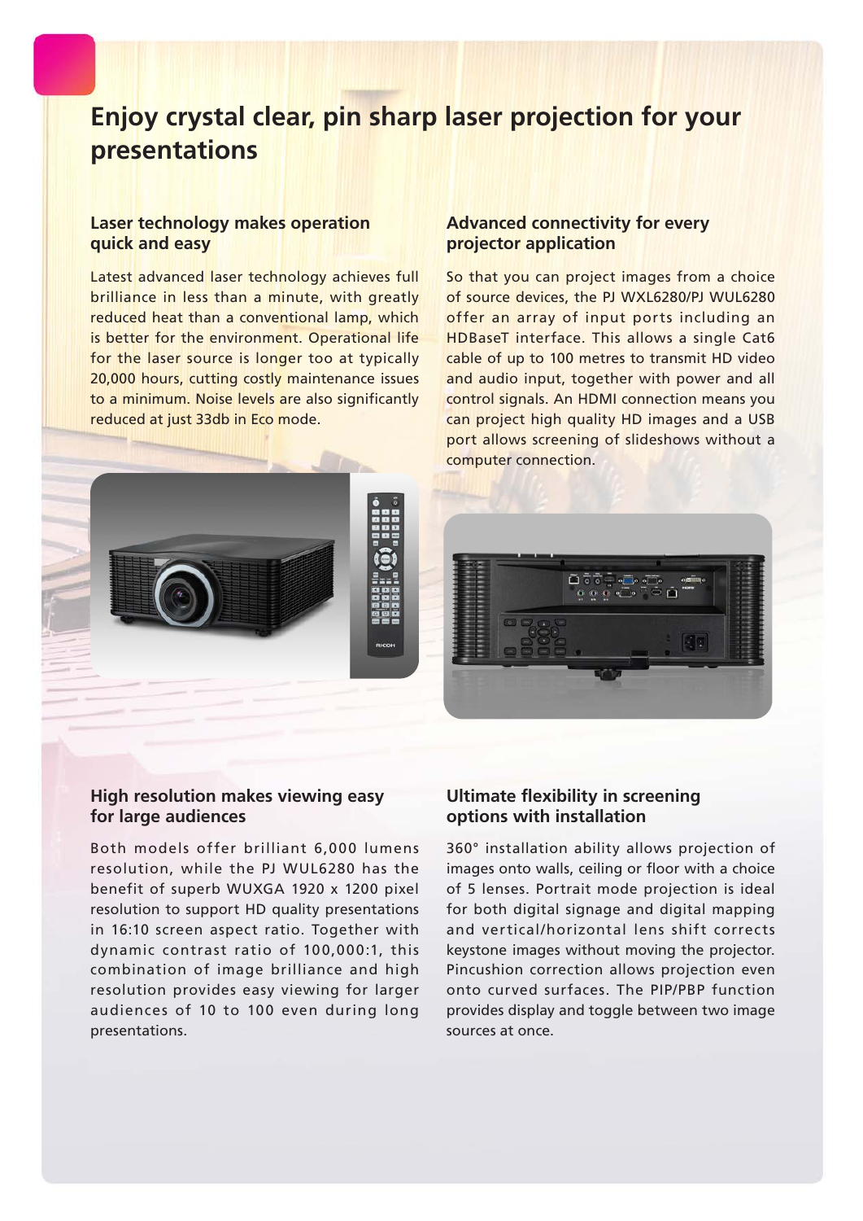# Enjoy crystal clear, pin sharp laser projection for your presentations

### Laser technology makes operation quick and easy

Latest advanced laser technology achieves full brilliance in less than a minute, with greatly reduced heat than a conventional lamp, which is better for the environment. Operational life for the laser source is longer too at typically 20,000 hours, cutting costly maintenance issues to a minimum. Noise levels are also significantly reduced at just 33db in Eco mode.

### Advanced connectivity for every projector application

So that you can project images from a choice of source devices, the PJ WXL6280/PJ WUL6280 offer an array of input ports including an HDBaseT interface. This allows a single Cat6 cable of up to 100 metres to transmit HD video and audio input, together with power and all control signals. An HDMI connection means you can project high quality HD images and a USB port allows screening of slideshows without a computer connection.

### High resolution makes viewing easy for large audiences

Both models offer brilliant 6,000 lumens resolution, while the PJ WUL6280 has the benefit of superb WUXGA 1920 x 1200 pixel resolution to support HD quality presentations in 16:10 screen aspect ratio. Together with dynamic contrast ratio of 100,000:1, this combination of image brilliance and high resolution provides easy viewing for larger audiences of 10 to 100 even during long presentations.

### Ultimate flexibility in screening options with installation

360° installation ability allows projection of images onto walls, ceiling or floor with a choice of 5 lenses. Portrait mode projection is ideal for both digital signage and digital mapping and vertical/horizontal lens shift corrects keystone images without moving the projector. Pincushion correction allows projection even onto curved surfaces. The PIP/PBP function provides display and toggle between two image sources at once.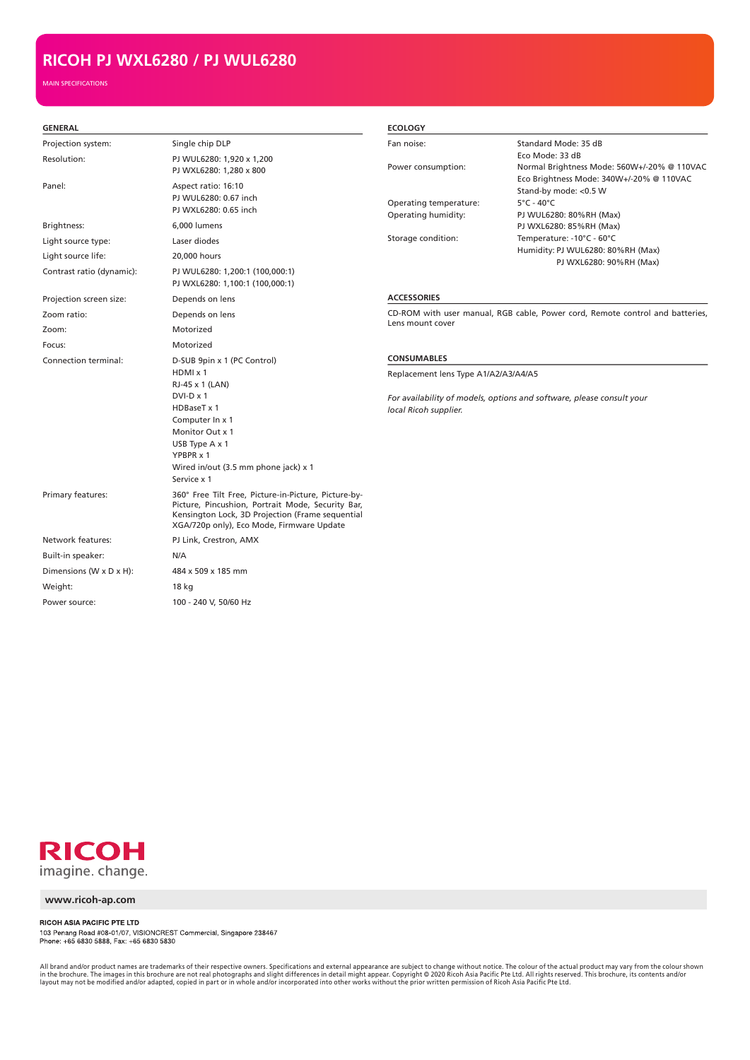# RICOH PJ WXL6280 / PJ WUL6280

MAIN SPECIFICATIONS

## GENERAL

| | |
|---|---|
| Projection system: | Single chip DLP |
| Resolution: | PJ WUL6280: 1,920 x 1,200<br>PJ WXL6280: 1,280 x 800 |
| Panel: | Aspect ratio: 16:10<br>PJ WUL6280: 0.67 inch<br>PJ WXL6280: 0.65 inch |
| Brightness: | 6,000 lumens |
| Light source type: | Laser diodes |
| Light source life: | 20,000 hours |
| Contrast ratio (dynamic): | PJ WUL6280: 1,200:1 (100,000:1)<br>PJ WXL6280: 1,100:1 (100,000:1) |
| Projection screen size: | Depends on lens |
| Zoom ratio: | Depends on lens |
| Zoom: | Motorized |
| Focus: | Motorized |
| Connection terminal: | D-SUB 9pin x 1 (PC Control)<br>HDMI x 1<br>RJ-45 x 1 (LAN)<br>DVI-D x 1<br>HDBaseT x 1<br>Computer In x 1<br>Monitor Out x 1<br>USB Type A x 1<br>YPBPR x 1<br>Wired in/out (3.5 mm phone jack) x 1<br>Service x 1 |
| Primary features: | 360° Free Tilt Free, Picture-in-Picture, Picture-by-Picture, Pincushion, Portrait Mode, Security Bar, Kensington Lock, 3D Projection (Frame sequential XGA/720p only), Eco Mode, Firmware Update |
| Network features: | PJ Link, Crestron, AMX |
| Built-in speaker: | N/A |
| Dimensions (W x D x H): | 484 x 509 x 185 mm |
| Weight: | 18 kg |
| Power source: | 100 - 240 V, 50/60 Hz |

## ECOLOGY

| | |
|---|---|
| Fan noise: | Standard Mode: 35 dB<br>Eco Mode: 33 dB |
| Power consumption: | Normal Brightness Mode: 560W+/-20% @ 110VAC<br>Eco Brightness Mode: 340W+/-20% @ 110VAC<br>Stand-by mode: <0.5 W |
| Operating temperature: | 5°C - 40°C |
| Operating humidity: | PJ WUL6280: 80%RH (Max)<br>PJ WXL6280: 85%RH (Max) |
| Storage condition: | Temperature: -10°C - 60°C<br>Humidity: PJ WUL6280: 80%RH (Max)<br>PJ WXL6280: 90%RH (Max) |

## ACCESSORIES

CD-ROM with user manual, RGB cable, Power cord, Remote control and batteries, Lens mount cover

## CONSUMABLES

Replacement lens Type A1/A2/A3/A4/A5

*For availability of models, options and software, please consult your local Ricoh supplier.*

RICOH
imagine. change.

**www.ricoh-ap.com**

**RICOH ASIA PACIFIC PTE LTD**
103 Penang Road #08-01/07, VISIONCREST Commercial, Singapore 238467
Phone: +65 6830 5888, Fax: +65 6830 5830

All brand and/or product names are trademarks of their respective owners. Specifications and external appearance are subject to change without notice. The colour of the actual product may vary from the colour shown in the brochure. The images in this brochure are not real photographs and slight differences in detail might appear. Copyright © 2020 Ricoh Asia Pacific Pte Ltd. All rights reserved. This brochure, its contents and/or layout may not be modified and/or adapted, copied in part or in whole and/or incorporated into other works without the prior written permission of Ricoh Asia Pacific Pte Ltd.